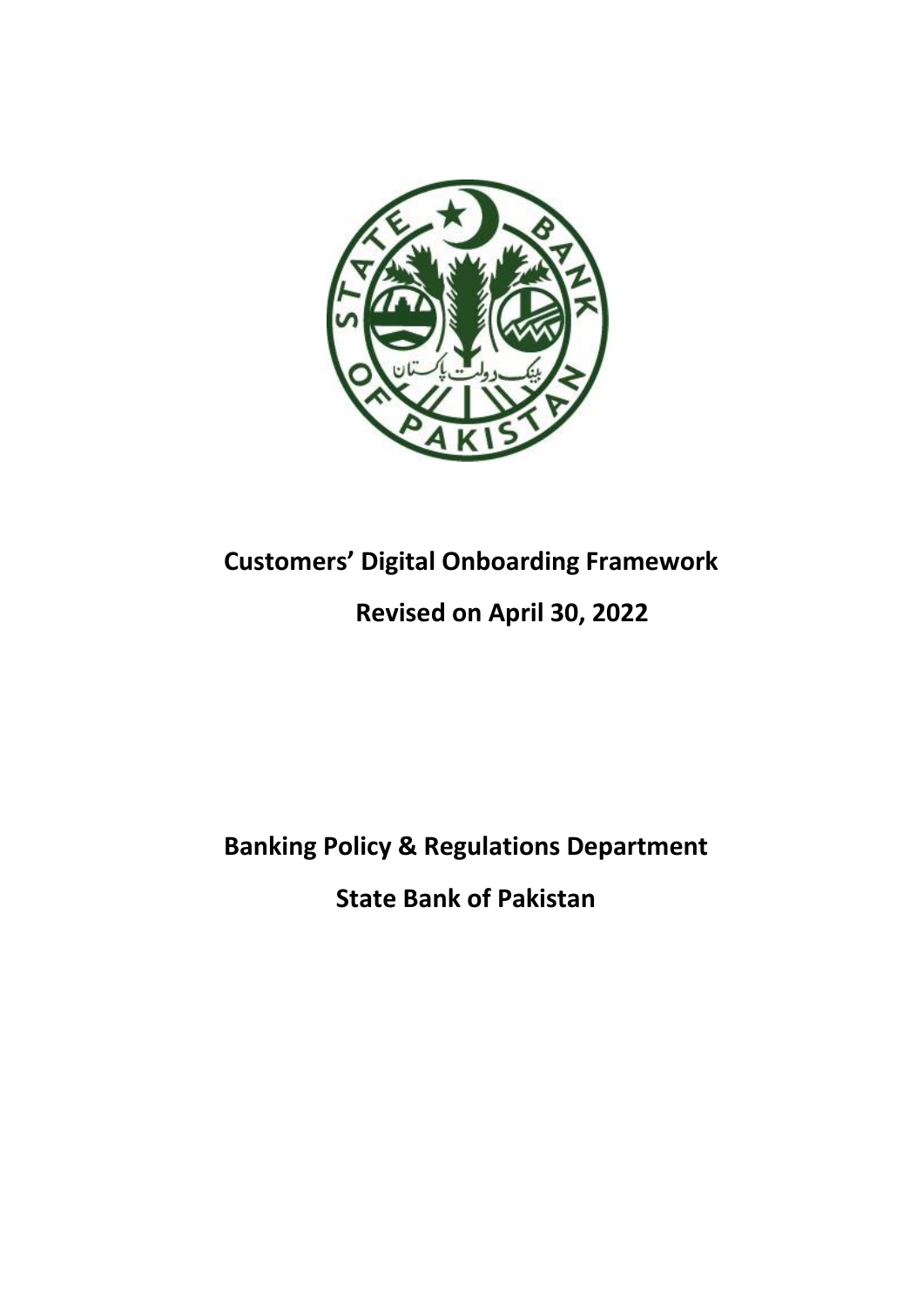# Customers' Digital Onboarding Framework

## Revised on April 30, 2022

## Banking Policy & Regulations Department

## State Bank of Pakistan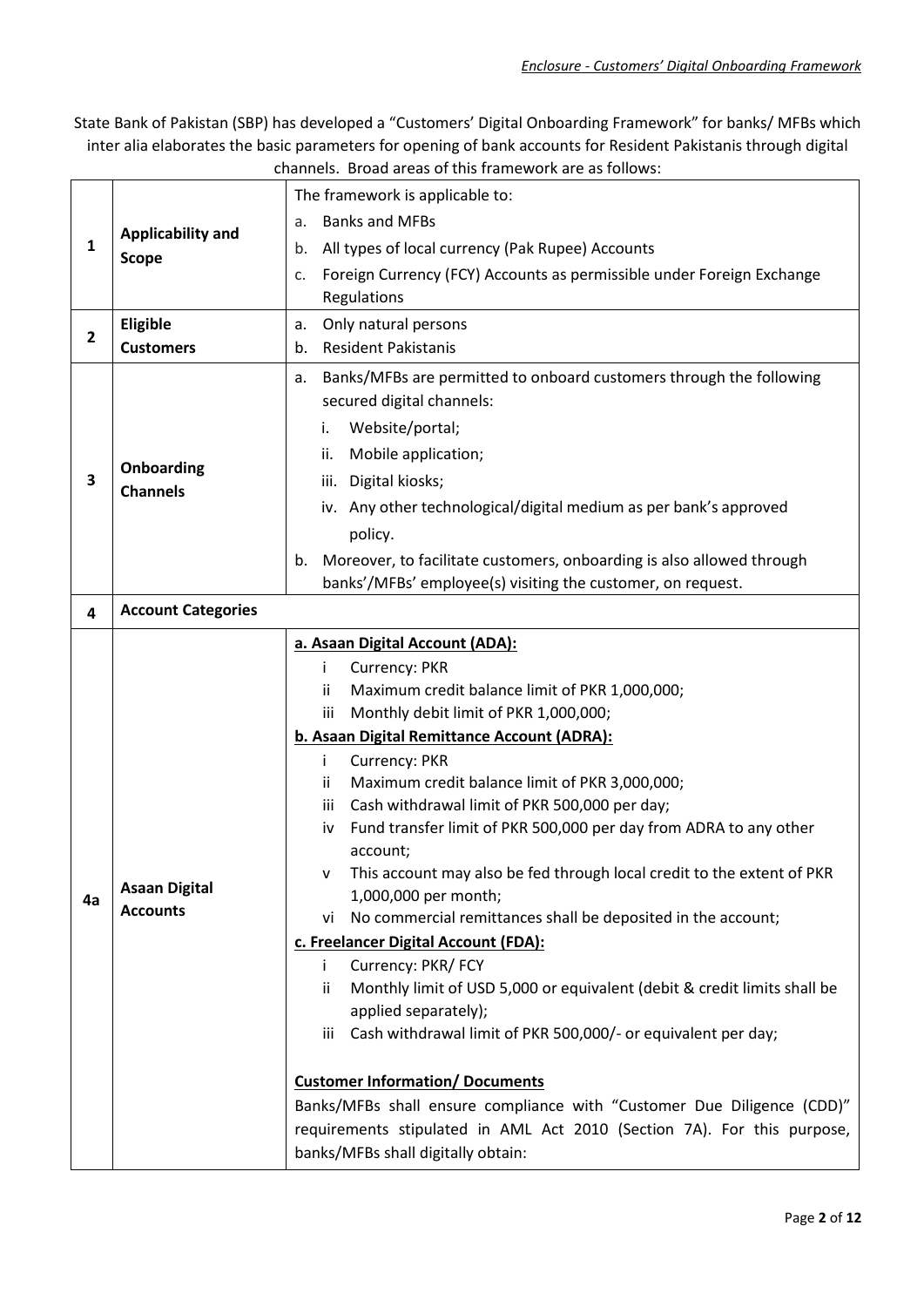*Enclosure - Customers' Digital Onboarding Framework*

State Bank of Pakistan (SBP) has developed a "Customers' Digital Onboarding Framework" for banks/ MFBs which inter alia elaborates the basic parameters for opening of bank accounts for Resident Pakistanis through digital channels. Broad areas of this framework are as follows:

| | | |
|---|---|---|
| **1** | **Applicability and Scope** | The framework is applicable to:<br>a. Banks and MFBs<br>b. All types of local currency (Pak Rupee) Accounts<br>c. Foreign Currency (FCY) Accounts as permissible under Foreign Exchange Regulations |
| **2** | **Eligible Customers** | a. Only natural persons<br>b. Resident Pakistanis |
| **3** | **Onboarding Channels** | a. Banks/MFBs are permitted to onboard customers through the following secured digital channels:<br>i. Website/portal;<br>ii. Mobile application;<br>iii. Digital kiosks;<br>iv. Any other technological/digital medium as per bank's approved policy.<br>b. Moreover, to facilitate customers, onboarding is also allowed through banks'/MFBs' employee(s) visiting the customer, on request. |
| **4** | **Account Categories** | |
| **4a** | **Asaan Digital Accounts** | **a. Asaan Digital Account (ADA):**<br>i Currency: PKR<br>ii Maximum credit balance limit of PKR 1,000,000;<br>iii Monthly debit limit of PKR 1,000,000;<br>**b. Asaan Digital Remittance Account (ADRA):**<br>i Currency: PKR<br>ii Maximum credit balance limit of PKR 3,000,000;<br>iii Cash withdrawal limit of PKR 500,000 per day;<br>iv Fund transfer limit of PKR 500,000 per day from ADRA to any other account;<br>v This account may also be fed through local credit to the extent of PKR 1,000,000 per month;<br>vi No commercial remittances shall be deposited in the account;<br>**c. Freelancer Digital Account (FDA):**<br>i Currency: PKR/ FCY<br>ii Monthly limit of USD 5,000 or equivalent (debit & credit limits shall be applied separately);<br>iii Cash withdrawal limit of PKR 500,000/- or equivalent per day;<br><br>**Customer Information/ Documents**<br>Banks/MFBs shall ensure compliance with "Customer Due Diligence (CDD)" requirements stipulated in AML Act 2010 (Section 7A). For this purpose, banks/MFBs shall digitally obtain: |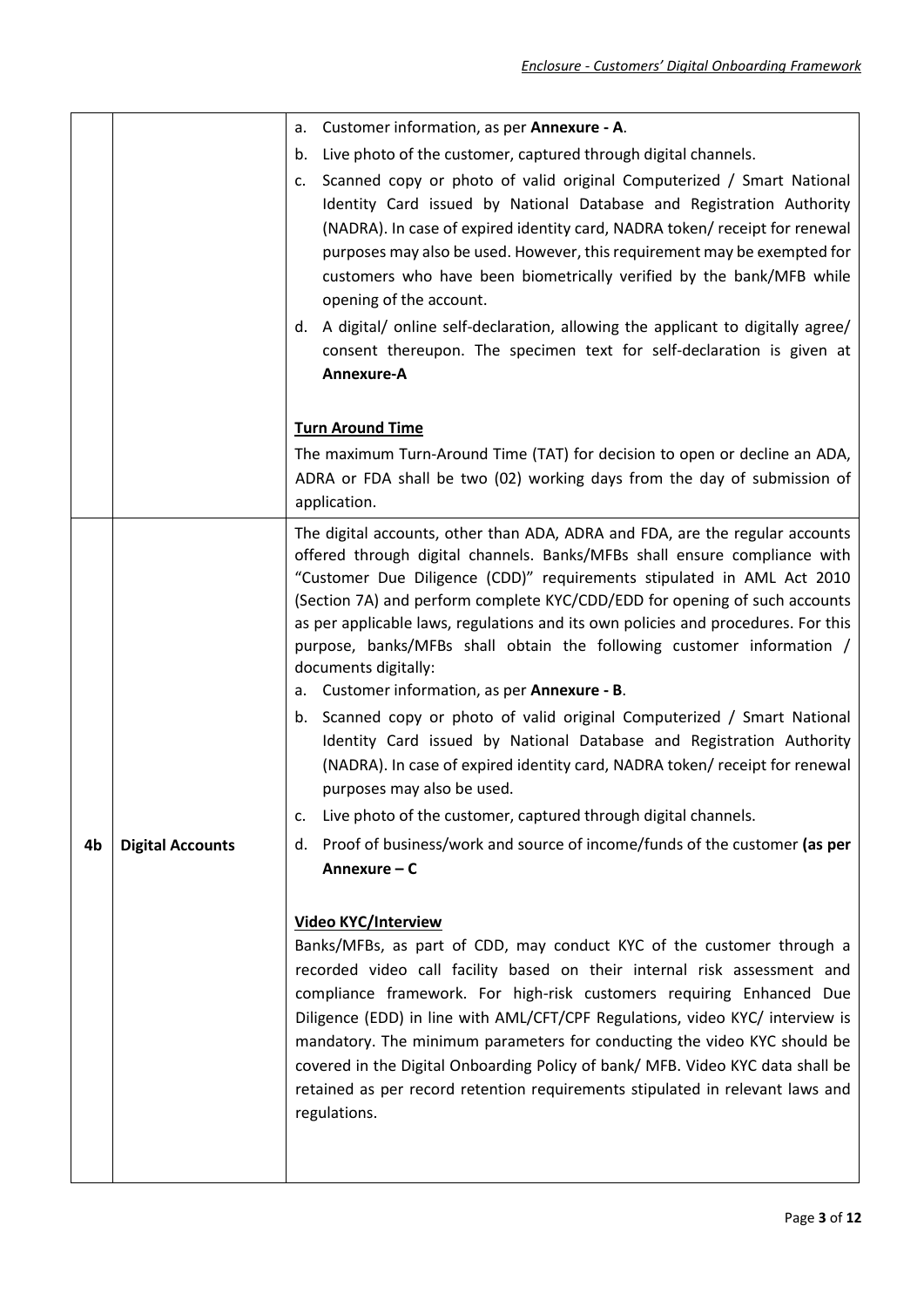| | | |
|---|---|---|
| | | a. Customer information, as per **Annexure - A**.<br>b. Live photo of the customer, captured through digital channels.<br>c. Scanned copy or photo of valid original Computerized / Smart National Identity Card issued by National Database and Registration Authority (NADRA). In case of expired identity card, NADRA token/ receipt for renewal purposes may also be used. However, this requirement may be exempted for customers who have been biometrically verified by the bank/MFB while opening of the account.<br>d. A digital/ online self-declaration, allowing the applicant to digitally agree/ consent thereupon. The specimen text for self-declaration is given at **Annexure-A**<br><br>**<u>Turn Around Time</u>**<br>The maximum Turn-Around Time (TAT) for decision to open or decline an ADA, ADRA or FDA shall be two (02) working days from the day of submission of application. |
| **4b** | **Digital Accounts** | The digital accounts, other than ADA, ADRA and FDA, are the regular accounts offered through digital channels. Banks/MFBs shall ensure compliance with "Customer Due Diligence (CDD)" requirements stipulated in AML Act 2010 (Section 7A) and perform complete KYC/CDD/EDD for opening of such accounts as per applicable laws, regulations and its own policies and procedures. For this purpose, banks/MFBs shall obtain the following customer information / documents digitally:<br>a. Customer information, as per **Annexure - B**.<br>b. Scanned copy or photo of valid original Computerized / Smart National Identity Card issued by National Database and Registration Authority (NADRA). In case of expired identity card, NADRA token/ receipt for renewal purposes may also be used.<br>c. Live photo of the customer, captured through digital channels.<br>d. Proof of business/work and source of income/funds of the customer **(as per Annexure – C**<br><br>**<u>Video KYC/Interview</u>**<br>Banks/MFBs, as part of CDD, may conduct KYC of the customer through a recorded video call facility based on their internal risk assessment and compliance framework. For high-risk customers requiring Enhanced Due Diligence (EDD) in line with AML/CFT/CPF Regulations, video KYC/ interview is mandatory. The minimum parameters for conducting the video KYC should be covered in the Digital Onboarding Policy of bank/ MFB. Video KYC data shall be retained as per record retention requirements stipulated in relevant laws and regulations. |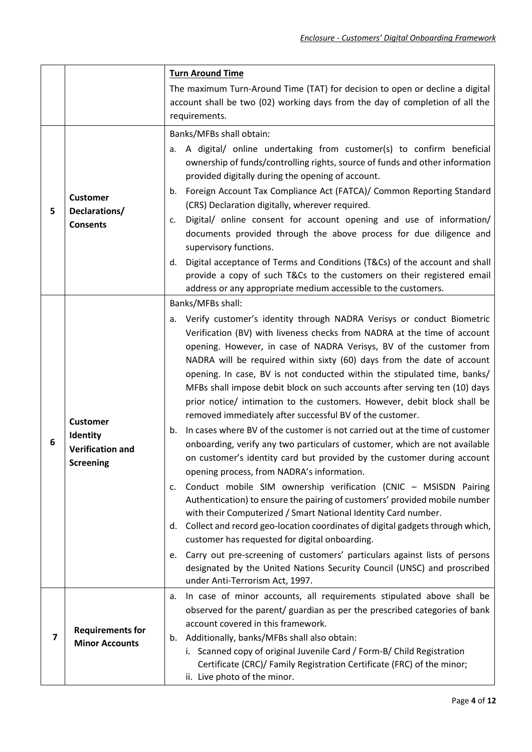| | | |
|---|---|---|
| | | **Turn Around Time**<br>The maximum Turn-Around Time (TAT) for decision to open or decline a digital account shall be two (02) working days from the day of completion of all the requirements. |
| 5 | **Customer Declarations/ Consents** | Banks/MFBs shall obtain:<br>a. A digital/ online undertaking from customer(s) to confirm beneficial ownership of funds/controlling rights, source of funds and other information provided digitally during the opening of account.<br>b. Foreign Account Tax Compliance Act (FATCA)/ Common Reporting Standard (CRS) Declaration digitally, wherever required.<br>c. Digital/ online consent for account opening and use of information/ documents provided through the above process for due diligence and supervisory functions.<br>d. Digital acceptance of Terms and Conditions (T&Cs) of the account and shall provide a copy of such T&Cs to the customers on their registered email address or any appropriate medium accessible to the customers. |
| 6 | **Customer Identity Verification and Screening** | Banks/MFBs shall:<br>a. Verify customer's identity through NADRA Verisys or conduct Biometric Verification (BV) with liveness checks from NADRA at the time of account opening. However, in case of NADRA Verisys, BV of the customer from NADRA will be required within sixty (60) days from the date of account opening. In case, BV is not conducted within the stipulated time, banks/ MFBs shall impose debit block on such accounts after serving ten (10) days prior notice/ intimation to the customers. However, debit block shall be removed immediately after successful BV of the customer.<br>b. In cases where BV of the customer is not carried out at the time of customer onboarding, verify any two particulars of customer, which are not available on customer's identity card but provided by the customer during account opening process, from NADRA's information.<br>c. Conduct mobile SIM ownership verification (CNIC – MSISDN Pairing Authentication) to ensure the pairing of customers' provided mobile number with their Computerized / Smart National Identity Card number.<br>d. Collect and record geo-location coordinates of digital gadgets through which, customer has requested for digital onboarding.<br>e. Carry out pre-screening of customers' particulars against lists of persons designated by the United Nations Security Council (UNSC) and proscribed under Anti-Terrorism Act, 1997. |
| 7 | **Requirements for Minor Accounts** | a. In case of minor accounts, all requirements stipulated above shall be observed for the parent/ guardian as per the prescribed categories of bank account covered in this framework.<br>b. Additionally, banks/MFBs shall also obtain:<br>i. Scanned copy of original Juvenile Card / Form-B/ Child Registration Certificate (CRC)/ Family Registration Certificate (FRC) of the minor;<br>ii. Live photo of the minor. |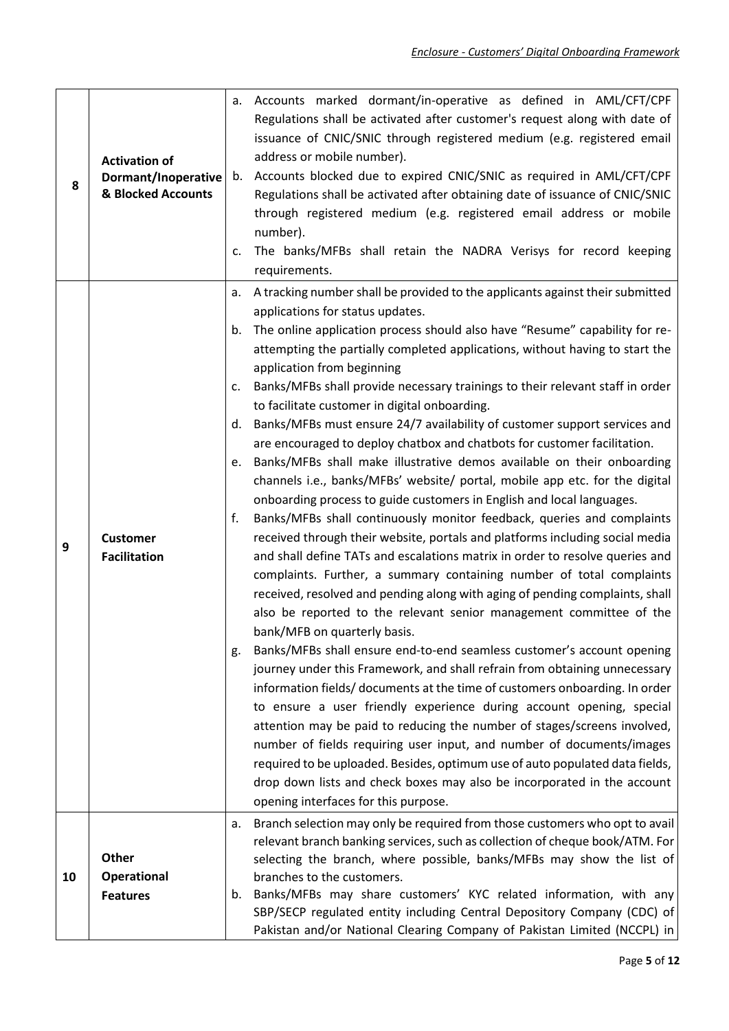| | | |
|---|---|---|
| 8 | **Activation of Dormant/Inoperative & Blocked Accounts** | a. Accounts marked dormant/in-operative as defined in AML/CFT/CPF Regulations shall be activated after customer's request along with date of issuance of CNIC/SNIC through registered medium (e.g. registered email address or mobile number).<br>b. Accounts blocked due to expired CNIC/SNIC as required in AML/CFT/CPF Regulations shall be activated after obtaining date of issuance of CNIC/SNIC through registered medium (e.g. registered email address or mobile number).<br>c. The banks/MFBs shall retain the NADRA Verisys for record keeping requirements. |
| 9 | **Customer Facilitation** | a. A tracking number shall be provided to the applicants against their submitted applications for status updates.<br>b. The online application process should also have "Resume" capability for re-attempting the partially completed applications, without having to start the application from beginning<br>c. Banks/MFBs shall provide necessary trainings to their relevant staff in order to facilitate customer in digital onboarding.<br>d. Banks/MFBs must ensure 24/7 availability of customer support services and are encouraged to deploy chatbox and chatbots for customer facilitation.<br>e. Banks/MFBs shall make illustrative demos available on their onboarding channels i.e., banks/MFBs' website/ portal, mobile app etc. for the digital onboarding process to guide customers in English and local languages.<br>f. Banks/MFBs shall continuously monitor feedback, queries and complaints received through their website, portals and platforms including social media and shall define TATs and escalations matrix in order to resolve queries and complaints. Further, a summary containing number of total complaints received, resolved and pending along with aging of pending complaints, shall also be reported to the relevant senior management committee of the bank/MFB on quarterly basis.<br>g. Banks/MFBs shall ensure end-to-end seamless customer's account opening journey under this Framework, and shall refrain from obtaining unnecessary information fields/ documents at the time of customers onboarding. In order to ensure a user friendly experience during account opening, special attention may be paid to reducing the number of stages/screens involved, number of fields requiring user input, and number of documents/images required to be uploaded. Besides, optimum use of auto populated data fields, drop down lists and check boxes may also be incorporated in the account opening interfaces for this purpose. |
| 10 | **Other Operational Features** | a. Branch selection may only be required from those customers who opt to avail relevant branch banking services, such as collection of cheque book/ATM. For selecting the branch, where possible, banks/MFBs may show the list of branches to the customers.<br>b. Banks/MFBs may share customers' KYC related information, with any SBP/SECP regulated entity including Central Depository Company (CDC) of Pakistan and/or National Clearing Company of Pakistan Limited (NCCPL) in |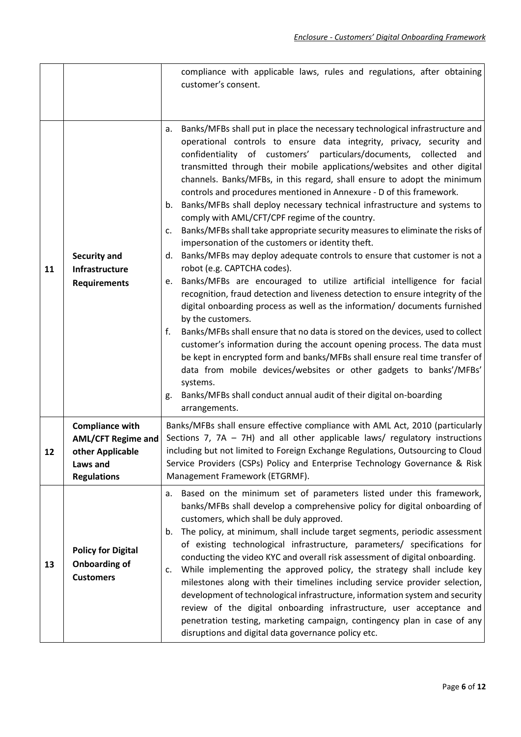| | | |
|---|---|---|
| | | compliance with applicable laws, rules and regulations, after obtaining customer's consent. |
| 11 | **Security and Infrastructure Requirements** | a. Banks/MFBs shall put in place the necessary technological infrastructure and operational controls to ensure data integrity, privacy, security and confidentiality of customers' particulars/documents, collected and transmitted through their mobile applications/websites and other digital channels. Banks/MFBs, in this regard, shall ensure to adopt the minimum controls and procedures mentioned in Annexure - D of this framework.<br>b. Banks/MFBs shall deploy necessary technical infrastructure and systems to comply with AML/CFT/CPF regime of the country.<br>c. Banks/MFBs shall take appropriate security measures to eliminate the risks of impersonation of the customers or identity theft.<br>d. Banks/MFBs may deploy adequate controls to ensure that customer is not a robot (e.g. CAPTCHA codes).<br>e. Banks/MFBs are encouraged to utilize artificial intelligence for facial recognition, fraud detection and liveness detection to ensure integrity of the digital onboarding process as well as the information/ documents furnished by the customers.<br>f. Banks/MFBs shall ensure that no data is stored on the devices, used to collect customer's information during the account opening process. The data must be kept in encrypted form and banks/MFBs shall ensure real time transfer of data from mobile devices/websites or other gadgets to banks'/MFBs' systems.<br>g. Banks/MFBs shall conduct annual audit of their digital on-boarding arrangements. |
| 12 | **Compliance with AML/CFT Regime and other Applicable Laws and Regulations** | Banks/MFBs shall ensure effective compliance with AML Act, 2010 (particularly Sections 7, 7A – 7H) and all other applicable laws/ regulatory instructions including but not limited to Foreign Exchange Regulations, Outsourcing to Cloud Service Providers (CSPs) Policy and Enterprise Technology Governance & Risk Management Framework (ETGRMF). |
| 13 | **Policy for Digital Onboarding of Customers** | a. Based on the minimum set of parameters listed under this framework, banks/MFBs shall develop a comprehensive policy for digital onboarding of customers, which shall be duly approved.<br>b. The policy, at minimum, shall include target segments, periodic assessment of existing technological infrastructure, parameters/ specifications for conducting the video KYC and overall risk assessment of digital onboarding.<br>c. While implementing the approved policy, the strategy shall include key milestones along with their timelines including service provider selection, development of technological infrastructure, information system and security review of the digital onboarding infrastructure, user acceptance and penetration testing, marketing campaign, contingency plan in case of any disruptions and digital data governance policy etc. |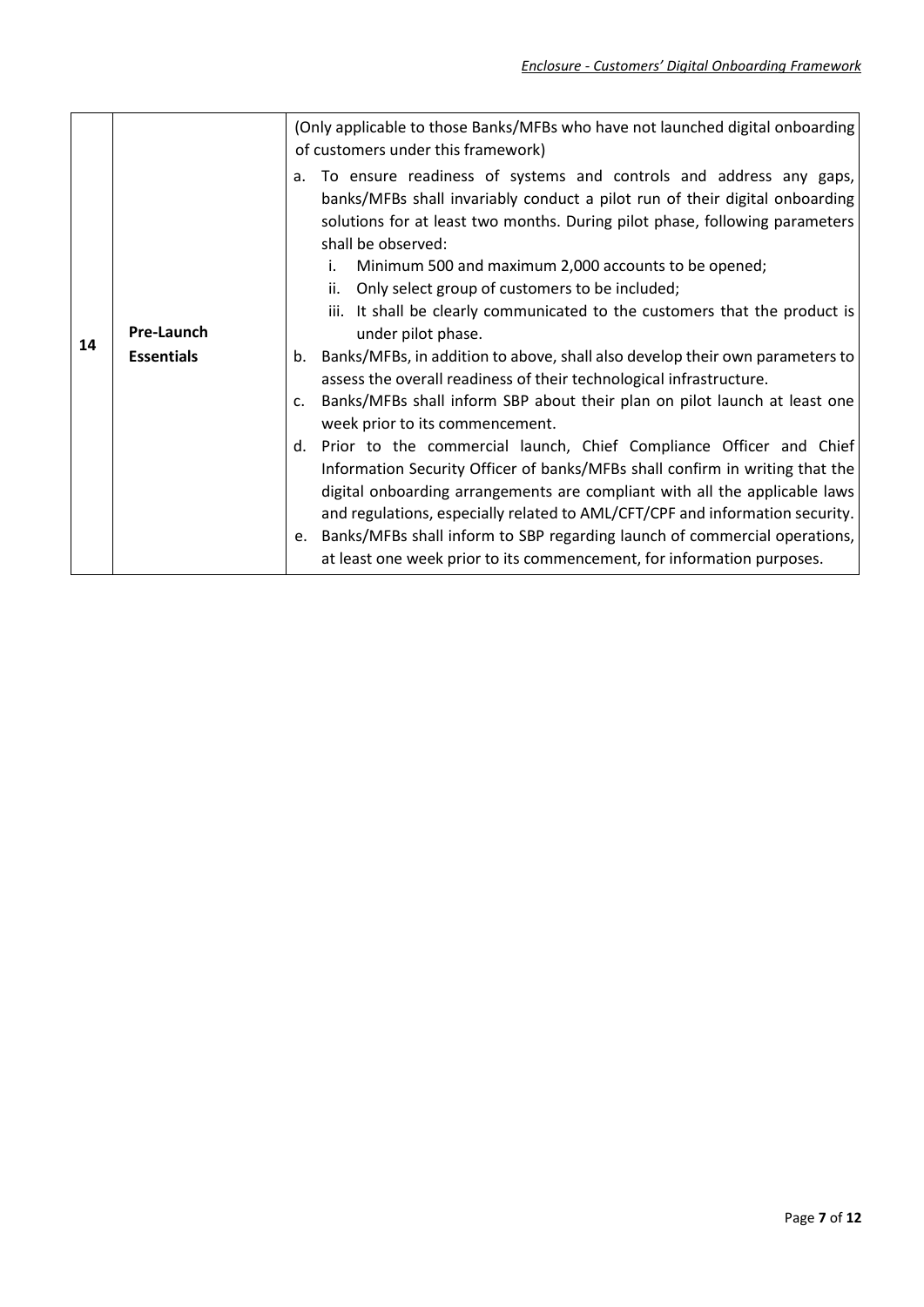| | | |
|---|---|---|
| 14 | **Pre-Launch Essentials** | (Only applicable to those Banks/MFBs who have not launched digital onboarding of customers under this framework)<br><br>a. To ensure readiness of systems and controls and address any gaps, banks/MFBs shall invariably conduct a pilot run of their digital onboarding solutions for at least two months. During pilot phase, following parameters shall be observed:<br>&nbsp;&nbsp;&nbsp;i. Minimum 500 and maximum 2,000 accounts to be opened;<br>&nbsp;&nbsp;&nbsp;ii. Only select group of customers to be included;<br>&nbsp;&nbsp;&nbsp;iii. It shall be clearly communicated to the customers that the product is under pilot phase.<br>b. Banks/MFBs, in addition to above, shall also develop their own parameters to assess the overall readiness of their technological infrastructure.<br>c. Banks/MFBs shall inform SBP about their plan on pilot launch at least one week prior to its commencement.<br>d. Prior to the commercial launch, Chief Compliance Officer and Chief Information Security Officer of banks/MFBs shall confirm in writing that the digital onboarding arrangements are compliant with all the applicable laws and regulations, especially related to AML/CFT/CPF and information security.<br>e. Banks/MFBs shall inform to SBP regarding launch of commercial operations, at least one week prior to its commencement, for information purposes. |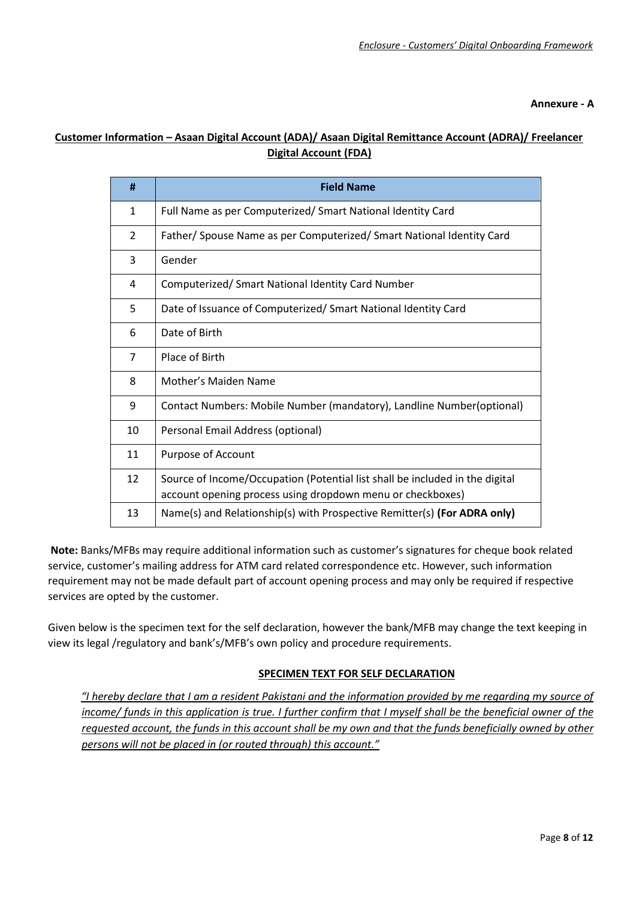**Annexure - A**

## Customer Information – Asaan Digital Account (ADA)/ Asaan Digital Remittance Account (ADRA)/ Freelancer Digital Account (FDA)

| # | Field Name |
|---|---|
| 1 | Full Name as per Computerized/ Smart National Identity Card |
| 2 | Father/ Spouse Name as per Computerized/ Smart National Identity Card |
| 3 | Gender |
| 4 | Computerized/ Smart National Identity Card Number |
| 5 | Date of Issuance of Computerized/ Smart National Identity Card |
| 6 | Date of Birth |
| 7 | Place of Birth |
| 8 | Mother's Maiden Name |
| 9 | Contact Numbers: Mobile Number (mandatory), Landline Number(optional) |
| 10 | Personal Email Address (optional) |
| 11 | Purpose of Account |
| 12 | Source of Income/Occupation (Potential list shall be included in the digital account opening process using dropdown menu or checkboxes) |
| 13 | Name(s) and Relationship(s) with Prospective Remitter(s) **(For ADRA only)** |

**Note:** Banks/MFBs may require additional information such as customer's signatures for cheque book related service, customer's mailing address for ATM card related correspondence etc. However, such information requirement may not be made default part of account opening process and may only be required if respective services are opted by the customer.

Given below is the specimen text for the self declaration, however the bank/MFB may change the text keeping in view its legal /regulatory and bank's/MFB's own policy and procedure requirements.

**SPECIMEN TEXT FOR SELF DECLARATION**

*"I hereby declare that I am a resident Pakistani and the information provided by me regarding my source of income/ funds in this application is true. I further confirm that I myself shall be the beneficial owner of the requested account, the funds in this account shall be my own and that the funds beneficially owned by other persons will not be placed in (or routed through) this account."*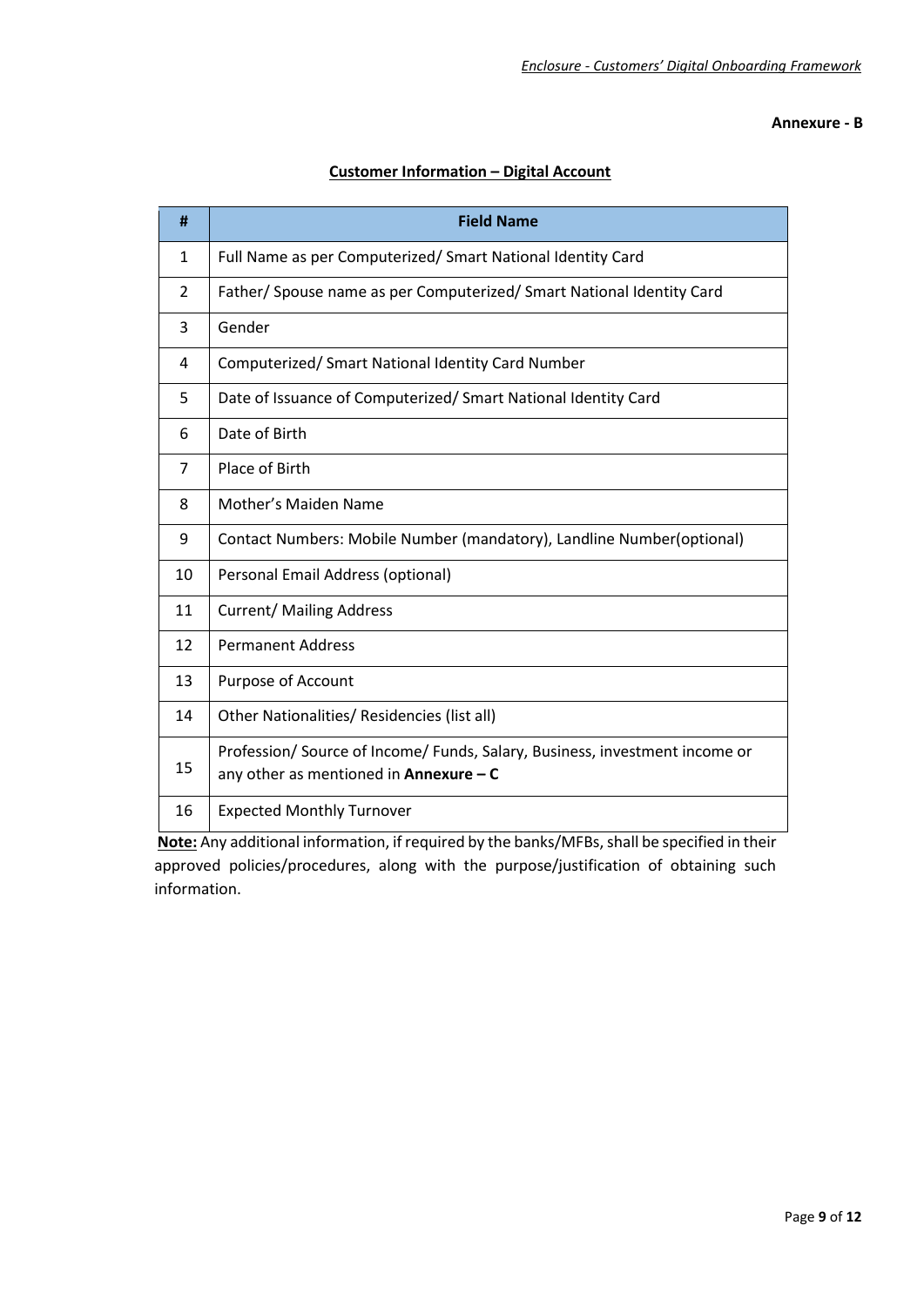**Annexure - B**

## Customer Information – Digital Account

| # | Field Name |
|---|---|
| 1 | Full Name as per Computerized/ Smart National Identity Card |
| 2 | Father/ Spouse name as per Computerized/ Smart National Identity Card |
| 3 | Gender |
| 4 | Computerized/ Smart National Identity Card Number |
| 5 | Date of Issuance of Computerized/ Smart National Identity Card |
| 6 | Date of Birth |
| 7 | Place of Birth |
| 8 | Mother's Maiden Name |
| 9 | Contact Numbers: Mobile Number (mandatory), Landline Number(optional) |
| 10 | Personal Email Address (optional) |
| 11 | Current/ Mailing Address |
| 12 | Permanent Address |
| 13 | Purpose of Account |
| 14 | Other Nationalities/ Residencies (list all) |
| 15 | Profession/ Source of Income/ Funds, Salary, Business, investment income or any other as mentioned in **Annexure – C** |
| 16 | Expected Monthly Turnover |

**Note:** Any additional information, if required by the banks/MFBs, shall be specified in their approved policies/procedures, along with the purpose/justification of obtaining such information.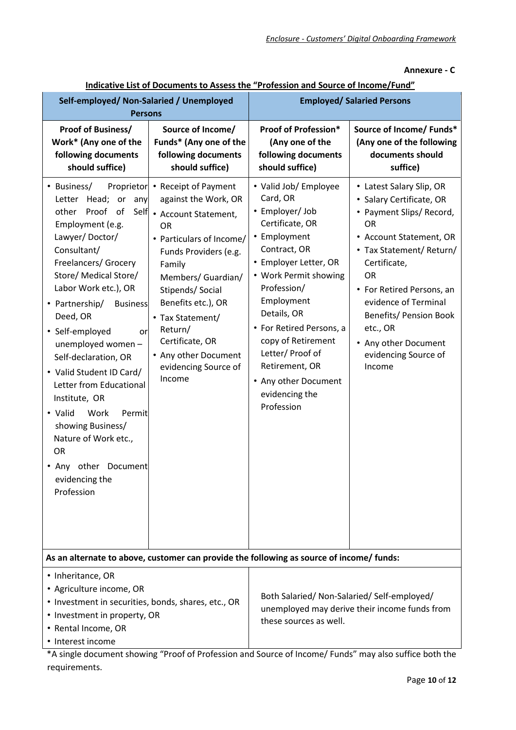**Annexure - C**

**Indicative List of Documents to Assess the "Profession and Source of Income/Fund"**

| Self-employed/ Non-Salaried / Unemployed Persons | | Employed/ Salaried Persons | |
|---|---|---|---|
| **Proof of Business/ Work* (Any one of the following documents should suffice)** | **Source of Income/ Funds* (Any one of the following documents should suffice)** | **Proof of Profession* (Any one of the following documents should suffice)** | **Source of Income/ Funds* (Any one of the following documents should suffice)** |
| • Business/ Proprietor Letter Head; or any other Proof of Self Employment (e.g. Lawyer/ Doctor/ Consultant/ Freelancers/ Grocery Store/ Medical Store/ Labor Work etc.), OR<br>• Partnership/ Business Deed, OR<br>• Self-employed or unemployed women – Self-declaration, OR<br>• Valid Student ID Card/ Letter from Educational Institute, OR<br>• Valid Work Permit showing Business/ Nature of Work etc., OR<br>• Any other Document evidencing the Profession | • Receipt of Payment against the Work, OR<br>• Account Statement, OR<br>• Particulars of Income/ Funds Providers (e.g. Family Members/ Guardian/ Stipends/ Social Benefits etc.), OR<br>• Tax Statement/ Return/ Certificate, OR<br>• Any other Document evidencing Source of Income | • Valid Job/ Employee Card, OR<br>• Employer/ Job Certificate, OR<br>• Employment Contract, OR<br>• Employer Letter, OR<br>• Work Permit showing Profession/ Employment Details, OR<br>• For Retired Persons, a copy of Retirement Letter/ Proof of Retirement, OR<br>• Any other Document evidencing the Profession | • Latest Salary Slip, OR<br>• Salary Certificate, OR<br>• Payment Slips/ Record, OR<br>• Account Statement, OR<br>• Tax Statement/ Return/ Certificate, OR<br>• For Retired Persons, an evidence of Terminal Benefits/ Pension Book etc., OR<br>• Any other Document evidencing Source of Income |
| **As an alternate to above, customer can provide the following as source of income/ funds:** | | | |
| • Inheritance, OR<br>• Agriculture income, OR<br>• Investment in securities, bonds, shares, etc., OR<br>• Investment in property, OR<br>• Rental Income, OR<br>• Interest income | | Both Salaried/ Non-Salaried/ Self-employed/ unemployed may derive their income funds from these sources as well. | |

*A single document showing "Proof of Profession and Source of Income/ Funds" may also suffice both the requirements.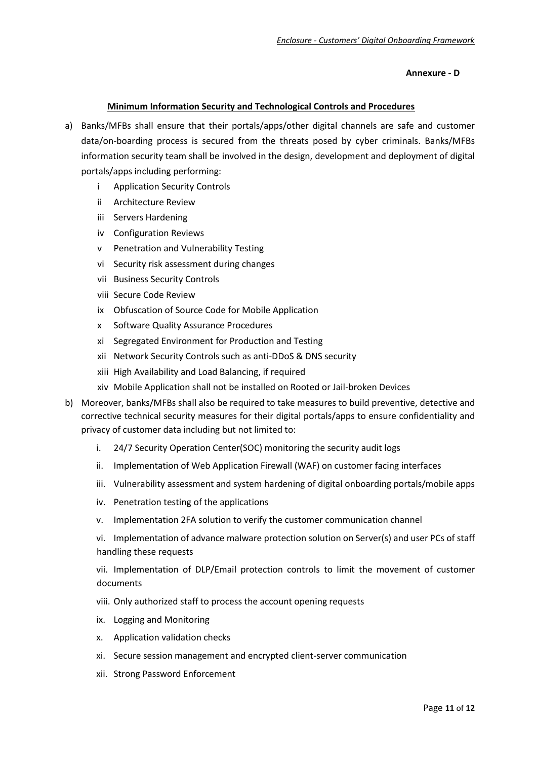**Annexure - D**

## Minimum Information Security and Technological Controls and Procedures

a) Banks/MFBs shall ensure that their portals/apps/other digital channels are safe and customer data/on-boarding process is secured from the threats posed by cyber criminals. Banks/MFBs information security team shall be involved in the design, development and deployment of digital portals/apps including performing:

   i Application Security Controls
   ii Architecture Review
   iii Servers Hardening
   iv Configuration Reviews
   v Penetration and Vulnerability Testing
   vi Security risk assessment during changes
   vii Business Security Controls
   viii Secure Code Review
   ix Obfuscation of Source Code for Mobile Application
   x Software Quality Assurance Procedures
   xi Segregated Environment for Production and Testing
   xii Network Security Controls such as anti-DDoS & DNS security
   xiii High Availability and Load Balancing, if required
   xiv Mobile Application shall not be installed on Rooted or Jail-broken Devices

b) Moreover, banks/MFBs shall also be required to take measures to build preventive, detective and corrective technical security measures for their digital portals/apps to ensure confidentiality and privacy of customer data including but not limited to:

   i. 24/7 Security Operation Center(SOC) monitoring the security audit logs
   ii. Implementation of Web Application Firewall (WAF) on customer facing interfaces
   iii. Vulnerability assessment and system hardening of digital onboarding portals/mobile apps
   iv. Penetration testing of the applications
   v. Implementation 2FA solution to verify the customer communication channel
   vi. Implementation of advance malware protection solution on Server(s) and user PCs of staff handling these requests
   vii. Implementation of DLP/Email protection controls to limit the movement of customer documents
   viii. Only authorized staff to process the account opening requests
   ix. Logging and Monitoring
   x. Application validation checks
   xi. Secure session management and encrypted client-server communication
   xii. Strong Password Enforcement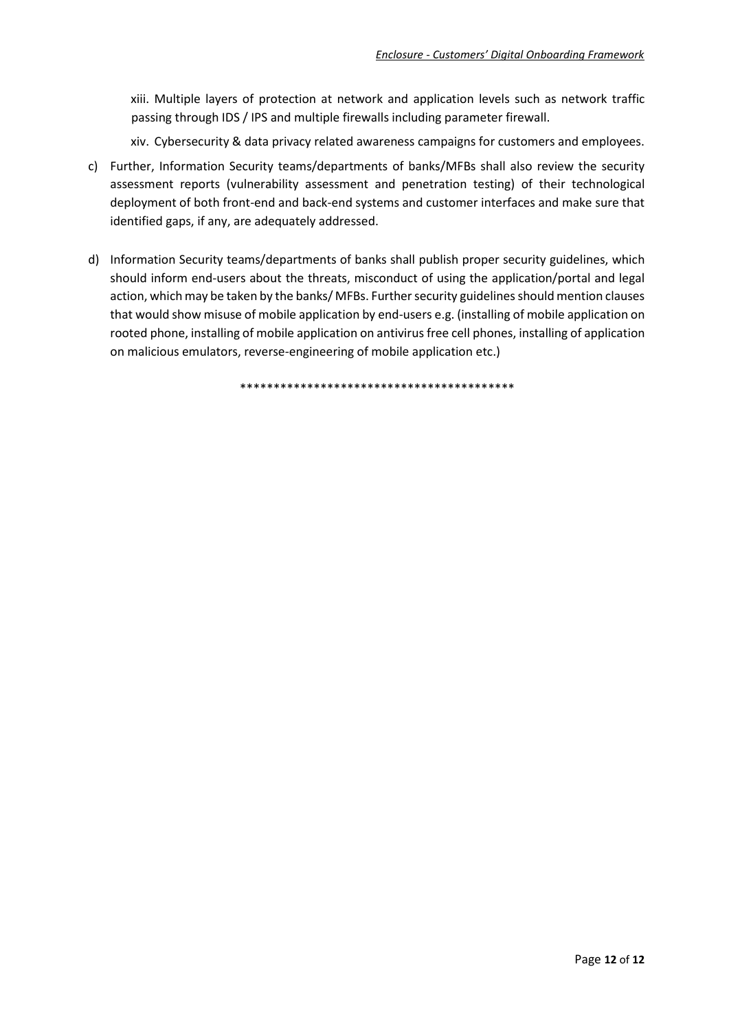xiii. Multiple layers of protection at network and application levels such as network traffic passing through IDS / IPS and multiple firewalls including parameter firewall.

xiv. Cybersecurity & data privacy related awareness campaigns for customers and employees.

c) Further, Information Security teams/departments of banks/MFBs shall also review the security assessment reports (vulnerability assessment and penetration testing) of their technological deployment of both front-end and back-end systems and customer interfaces and make sure that identified gaps, if any, are adequately addressed.

d) Information Security teams/departments of banks shall publish proper security guidelines, which should inform end-users about the threats, misconduct of using the application/portal and legal action, which may be taken by the banks/ MFBs. Further security guidelines should mention clauses that would show misuse of mobile application by end-users e.g. (installing of mobile application on rooted phone, installing of mobile application on antivirus free cell phones, installing of application on malicious emulators, reverse-engineering of mobile application etc.)

\*\*\*\*\*\*\*\*\*\*\*\*\*\*\*\*\*\*\*\*\*\*\*\*\*\*\*\*\*\*\*\*\*\*\*\*\*\*\*\*\*\*